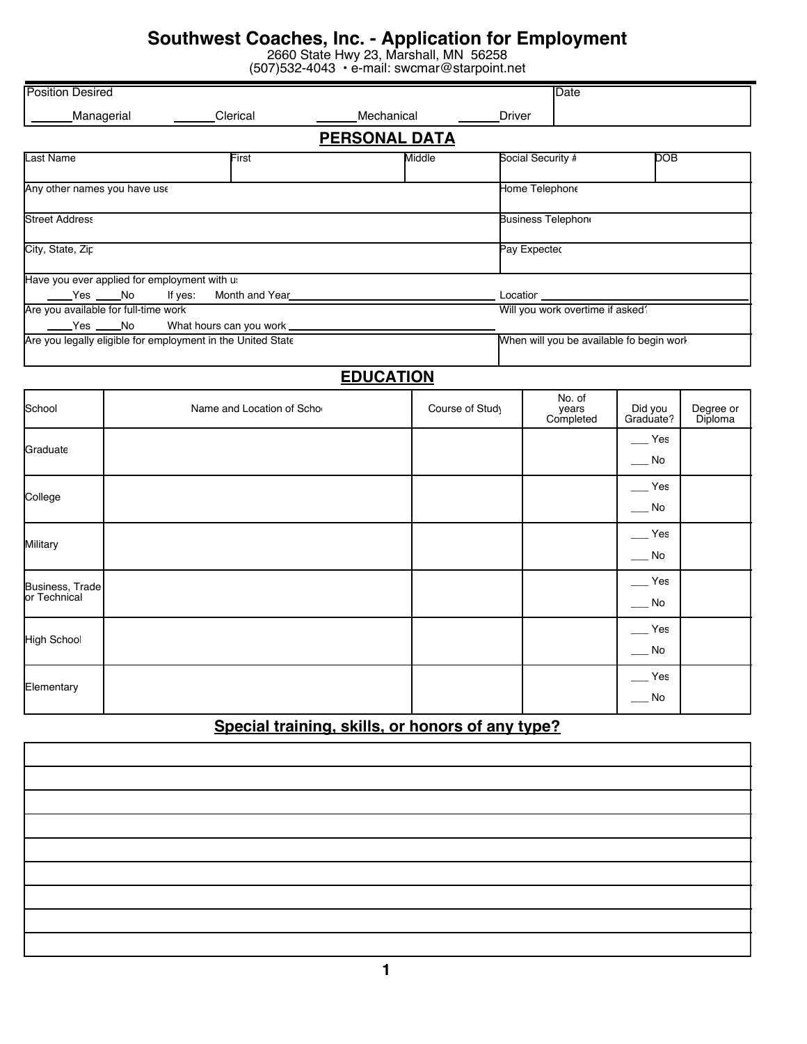# Southwest Coaches, Inc. - Application for Employment

2660 State Hwy 23, Marshall, MN 56258
(507)532-4043 • e-mail: swcmar@starpoint.net

| Position Desired | Date |
|---|---|
| ______Managerial ______Clerical ______Mechanical ______Driver | |

## PERSONAL DATA

| Last Name | First | Middle | Social Security # | DOB |
|---|---|---|---|---|
| | | | | |

| Any other names you have use | Home Telephone |
|---|---|
| Street Address | Business Telephone |
| City, State, Zip | Pay Expected |
| Have you ever applied for employment with us<br>____Yes ____No If yes: Month and Year ______ | Location ______ |
| Are you available for full-time work<br>____Yes ____No What hours can you work ______ | Will you work overtime if asked? |
| Are you legally eligible for employment in the United State | When will you be available fo begin work |

## EDUCATION

| School | Name and Location of School | Course of Study | No. of years Completed | Did you Graduate? | Degree or Diploma |
|---|---|---|---|---|---|
| Graduate | | | | ___ Yes ___ No | |
| College | | | | ___ Yes ___ No | |
| Military | | | | ___ Yes ___ No | |
| Business, Trade or Technical | | | | ___ Yes ___ No | |
| High School | | | | ___ Yes ___ No | |
| Elementary | | | | ___ Yes ___ No | |

## Special training, skills, or honors of any type?

| |
|---|
| |
| |
| |
| |
| |
| |
| |
| |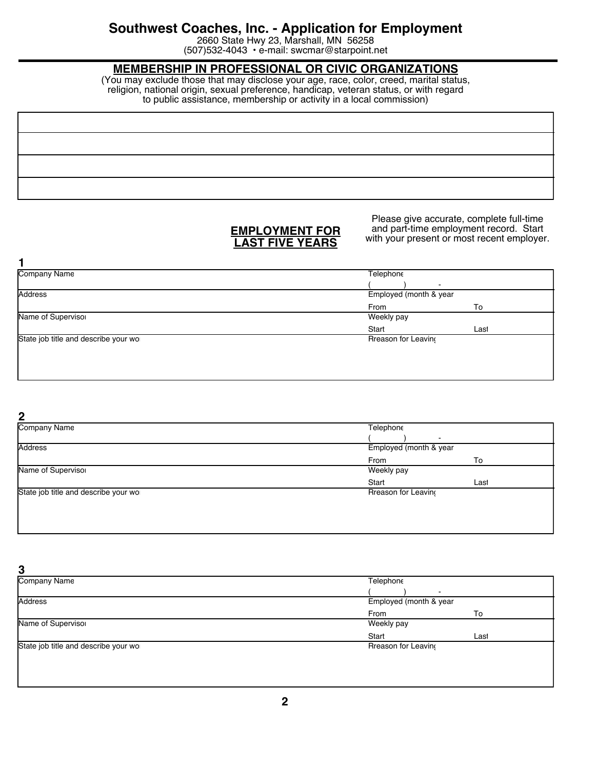# Southwest Coaches, Inc. - Application for Employment

2660 State Hwy 23, Marshall, MN 56258
(507)532-4043 • e-mail: swcmar@starpoint.net

## MEMBERSHIP IN PROFESSIONAL OR CIVIC ORGANIZATIONS

(You may exclude those that may disclose your age, race, color, creed, marital status, religion, national origin, sexual preference, handicap, veteran status, or with regard to public assistance, membership or activity in a local commission)

| |
|---|
| |
| |
| |
| |

## EMPLOYMENT FOR LAST FIVE YEARS

Please give accurate, complete full-time and part-time employment record. Start with your present or most recent employer.

**1**

| Company Name | Telephone ( ) - | |
|---|---|---|
| Address | Employed (month & year) From | To |
| Name of Supervisor | Weekly pay Start | Last |
| State job title and describe your work | Rreason for Leaving | |

**2**

| Company Name | Telephone ( ) - | |
|---|---|---|
| Address | Employed (month & year) From | To |
| Name of Supervisor | Weekly pay Start | Last |
| State job title and describe your work | Rreason for Leaving | |

**3**

| Company Name | Telephone ( ) - | |
|---|---|---|
| Address | Employed (month & year) From | To |
| Name of Supervisor | Weekly pay Start | Last |
| State job title and describe your work | Rreason for Leaving | |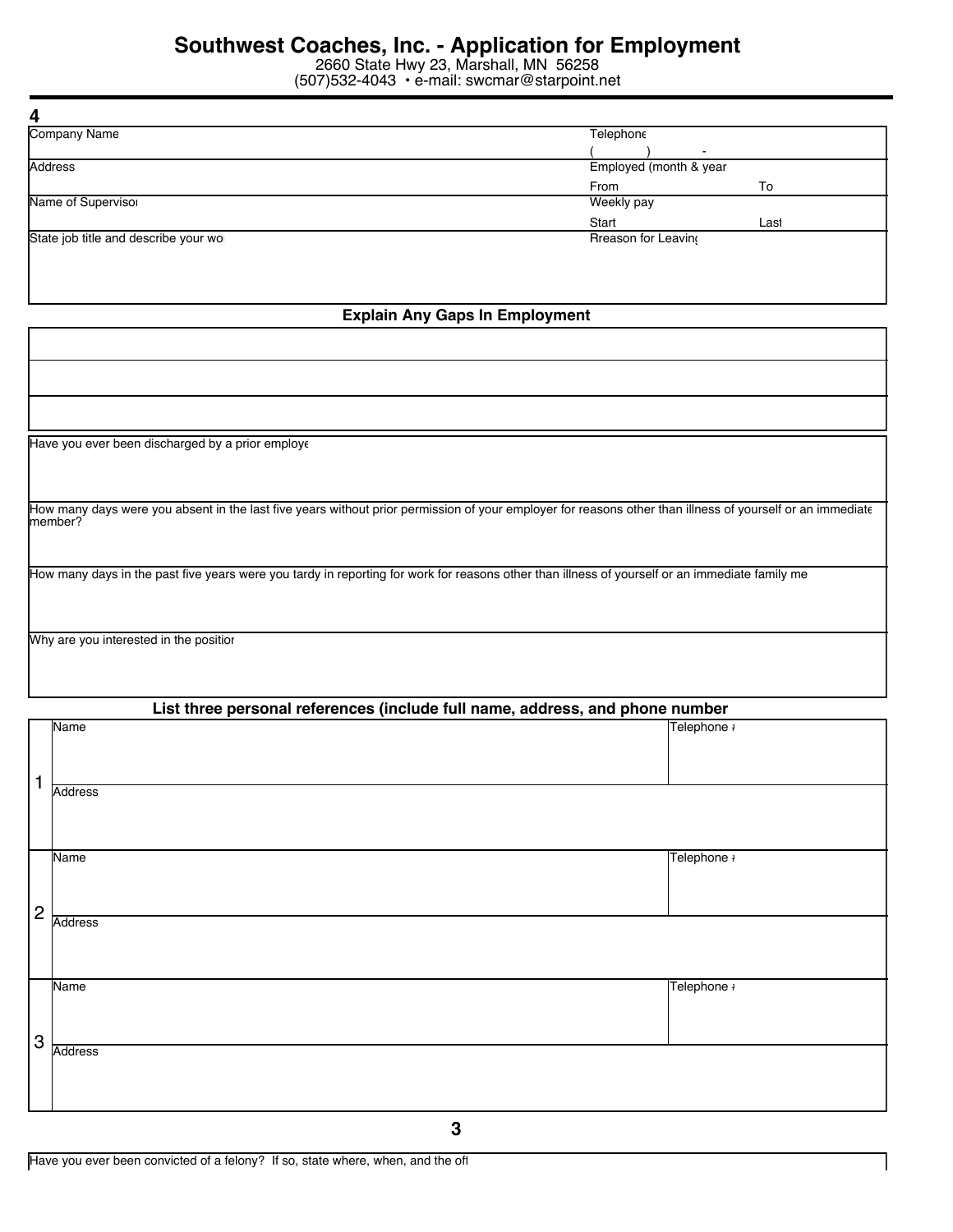# Southwest Coaches, Inc. - Application for Employment

2660 State Hwy 23, Marshall, MN 56258
(507)532-4043 • e-mail: swcmar@starpoint.net

**4**

| Company Name | Telephone ( ) - |
|---|---|
| Address | Employed (month & year From To |
| Name of Supervisor | Weekly pay Start Last |
| State job title and describe your wo | Rreason for Leaving |

## Explain Any Gaps In Employment

| |
|---|
| |
| |
| |

Have you ever been discharged by a prior employe

How many days were you absent in the last five years without prior permission of your employer for reasons other than illness of yourself or an immediate member?

How many days in the past five years were you tardy in reporting for work for reasons other than illness of yourself or an immediate family me

Why are you interested in the positior

## List three personal references (include full name, address, and phone number

| | | |
|---|---|---|
| 1 | Name | Telephone # |
| | Address | |
| 2 | Name | Telephone # |
| | Address | |
| 3 | Name | Telephone # |
| | Address | |

**3**

Have you ever been convicted of a felony? If so, state where, when, and the of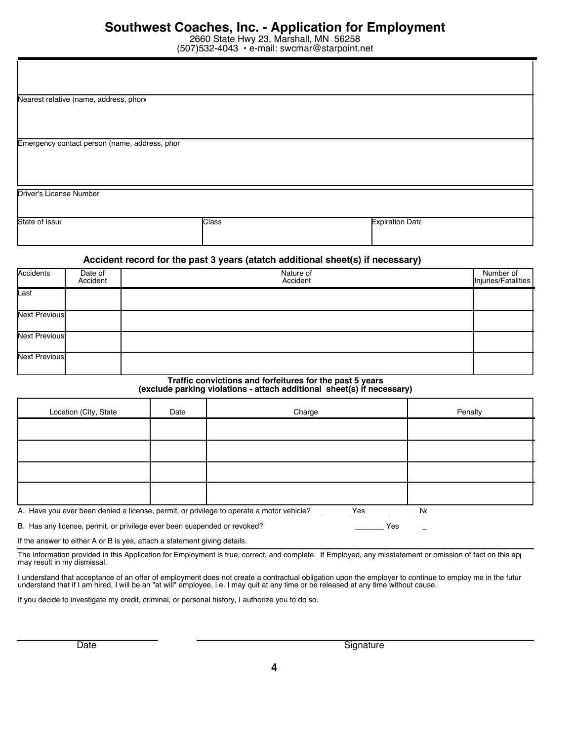# Southwest Coaches, Inc. - Application for Employment

2660 State Hwy 23, Marshall, MN 56258
(507)532-4043 • e-mail: swcmar@starpoint.net

Nearest relative (name, address, phon

Emergency contact person (name, address, phor

| Driver's License Number | | |
|---|---|---|
| State of Issue | Class | Expiration Date |

**Accident record for the past 3 years (atatch additional sheet(s) if necessary)**

| Accidents | Date of Accident | Nature of Accident | Number of Injuries/Fatalities |
|---|---|---|---|
| Last | | | |
| Next Previous | | | |
| Next Previous | | | |
| Next Previous | | | |

**Traffic convictions and forfeitures for the past 5 years**
**(exclude parking violations - attach additional sheet(s) if necessary)**

| Location (City, State | Date | Charge | Penalty |
|---|---|---|---|
| | | | |
| | | | |
| | | | |
| | | | |

A. Have you ever been denied a license, permit, or privilege to operate a motor vehicle? _______ Yes _______ No

B. Has any license, permit, or privilege ever been suspended or revoked? _______ Yes _

If the answer to either A or B is yes, attach a statement giving details.

The information provided in this Application for Employment is true, correct, and complete. If Employed, any misstatement or omission of fact on this ap may result in my dismissal.

I understand that acceptance of an offer of employment does not create a contractual obligation upon the employer to continue to employ me in the futur understand that if I am hired, I will be an "at will" employee, i.e. I may quit at any time or be released at any time without cause.

If you decide to investigate my credit, criminal, or personal history, I authorize you to do so.

Date

Signature